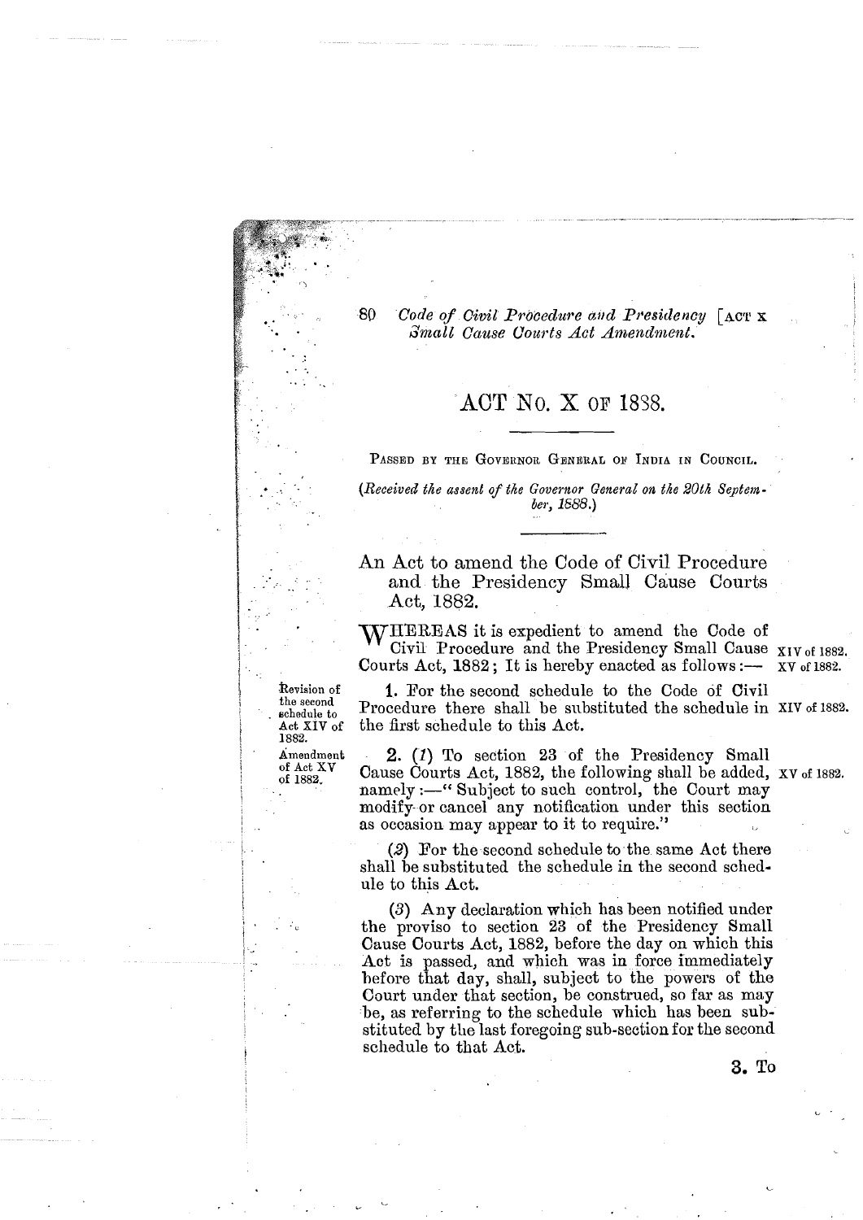# ACT No. X OF 1888.

PASSED BY THE GOVERNOR GENERAL OF INDIA IN COUNCIL.

*(Received the assent of the Governor General on the 20th September, 1888.)*

## An Act to amend the Code of Civil Procedure and the Presidency Small Cause Courts Act, 1882.

WHEREAS it is expedient to amend the Code of Civil Procedure and the Presidency Small Cause Courts Act, 1882; It is hereby enacted as follows:— XIV of 1882. XV of 1882.

Revision of the second schedule to Act XIV of 1882.

**1.** For the second schedule to the Code of Civil Procedure there shall be substituted the schedule in the first schedule to this Act. XIV of 1882.

Amendment of Act XV of 1882.

**2.** (*1*) To section 23 of the Presidency Small Cause Courts Act, 1882, the following shall be added, namely:—"Subject to such control, the Court may modify or cancel any notification under this section as occasion may appear to it to require." XV of 1882.

(*2*) For the second schedule to the same Act there shall be substituted the schedule in the second schedule to this Act.

(*3*) Any declaration which has been notified under the proviso to section 23 of the Presidency Small Cause Courts Act, 1882, before the day on which this Act is passed, and which was in force immediately before that day, shall, subject to the powers of the Court under that section, be construed, so far as may be, as referring to the schedule which has been substituted by the last foregoing sub-section for the second schedule to that Act.

**3.** To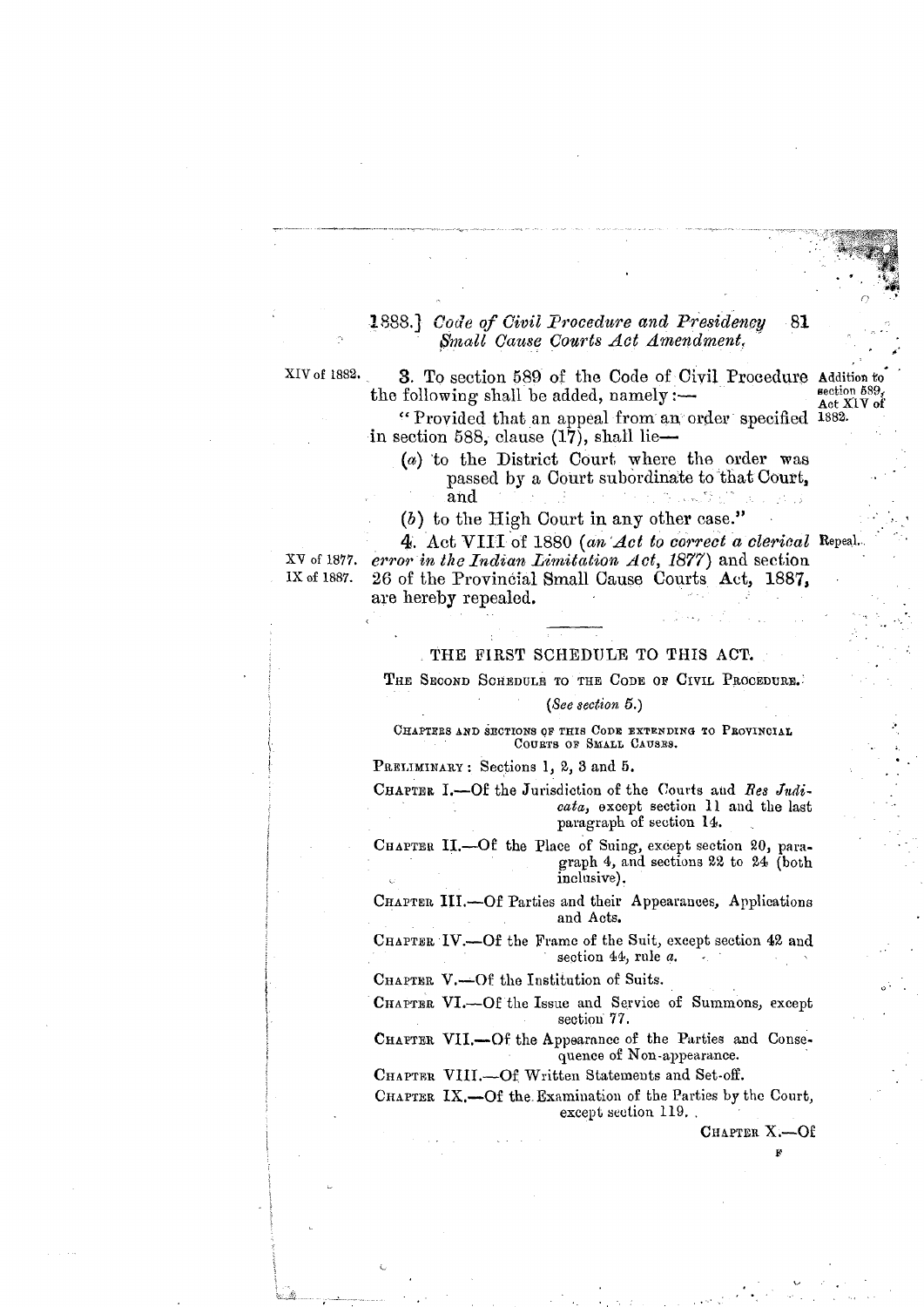XIV of 1882.

**3.** To section 589 of the Code of Civil Procedure the following shall be added, namely:— *Addition to section 589, Act XIV of 1882.*

"Provided that an appeal from an order specified in section 588, clause (17), shall lie—

(*a*) to the District Court where the order was passed by a Court subordinate to that Court, and

(*b*) to the High Court in any other case."

XV of 1877. IX of 1887.

**4.** Act VIII of 1880 (*an Act to correct a clerical error in the Indian Limitation Act, 1877*) and section 26 of the Provincial Small Cause Courts Act, 1887, are hereby repealed. *Repeal.*

---

## THE FIRST SCHEDULE TO THIS ACT.

### THE SECOND SCHEDULE TO THE CODE OF CIVIL PROCEDURE.

(*See section 5.*)

CHAPTERS AND SECTIONS OF THIS CODE EXTENDING TO PROVINCIAL COURTS OF SMALL CAUSES.

PRELIMINARY: Sections 1, 2, 3 and 5.

CHAPTER I.—Of the Jurisdiction of the Courts and *Res Judicata*, except section 11 and the last paragraph of section 14.

CHAPTER II.—Of the Place of Suing, except section 20, paragraph 4, and sections 22 to 24 (both inclusive).

CHAPTER III.—Of Parties and their Appearances, Applications and Acts.

CHAPTER IV.—Of the Frame of the Suit, except section 42 and section 44, rule *a*.

CHAPTER V.—Of the Institution of Suits.

CHAPTER VI.—Of the Issue and Service of Summons, except section 77.

CHAPTER VII.—Of the Appearance of the Parties and Consequence of Non-appearance.

CHAPTER VIII.—Of Written Statements and Set-off.

CHAPTER IX.—Of the Examination of the Parties by the Court, except section 119.

CHAPTER X.—Of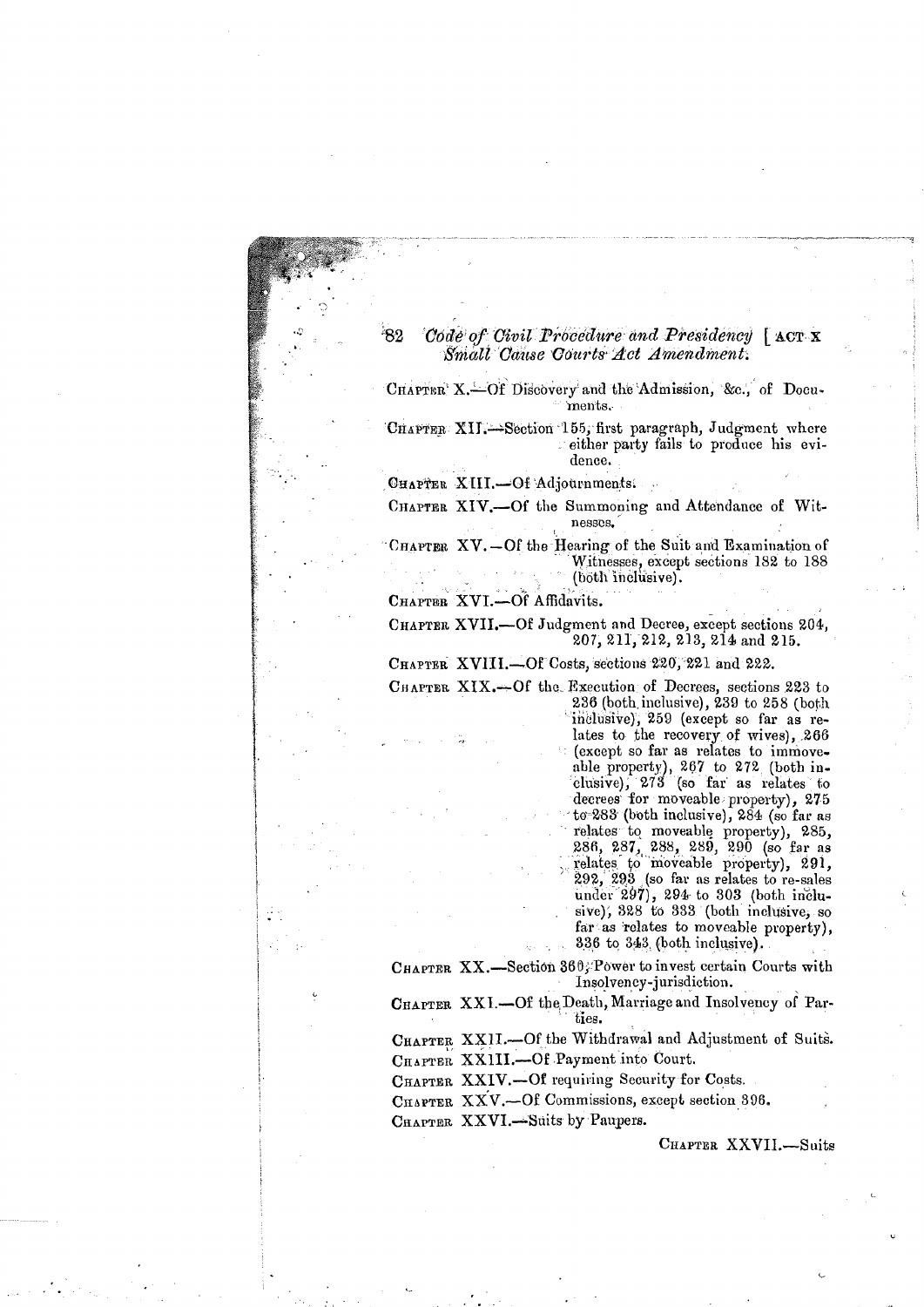CHAPTER X.—Of Discovery and the Admission, &c., of Documents.

CHAPTER XII.—Section 155, first paragraph, Judgment where either party fails to produce his evidence.

CHAPTER XIII.—Of Adjournments.

CHAPTER XIV.—Of the Summoning and Attendance of Witnesses.

CHAPTER XV.—Of the Hearing of the Suit and Examination of Witnesses, except sections 182 to 188 (both inclusive).

CHAPTER XVI.—Of Affidavits.

CHAPTER XVII.—Of Judgment and Decree, except sections 204, 207, 211, 212, 213, 214 and 215.

CHAPTER XVIII.—Of Costs, sections 220, 221 and 222.

CHAPTER XIX.—Of the Execution of Decrees, sections 223 to 236 (both inclusive), 239 to 258 (both inclusive), 259 (except so far as relates to the recovery of wives), 266 (except so far as relates to immoveable property), 267 to 272 (both inclusive), 273 (so far as relates to decrees for moveable property), 275 to 283 (both inclusive), 284 (so far as relates to moveable property), 285, 286, 287, 288, 289, 290 (so far as relates to moveable property), 291, 292, 293 (so far as relates to re-sales under 297), 294 to 303 (both inclusive), 328 to 333 (both inclusive, so far as relates to moveable property), 336 to 343 (both inclusive).

CHAPTER XX.—Section 360, Power to invest certain Courts with Insolvency-jurisdiction.

CHAPTER XXI.—Of the Death, Marriage and Insolvency of Parties.

CHAPTER XXII.—Of the Withdrawal and Adjustment of Suits.

CHAPTER XXIII.—Of Payment into Court.

CHAPTER XXIV.—Of requiring Security for Costs.

CHAPTER XXV.—Of Commissions, except section 396.

CHAPTER XXVI.—Suits by Paupers.

CHAPTER XXVII.—Suits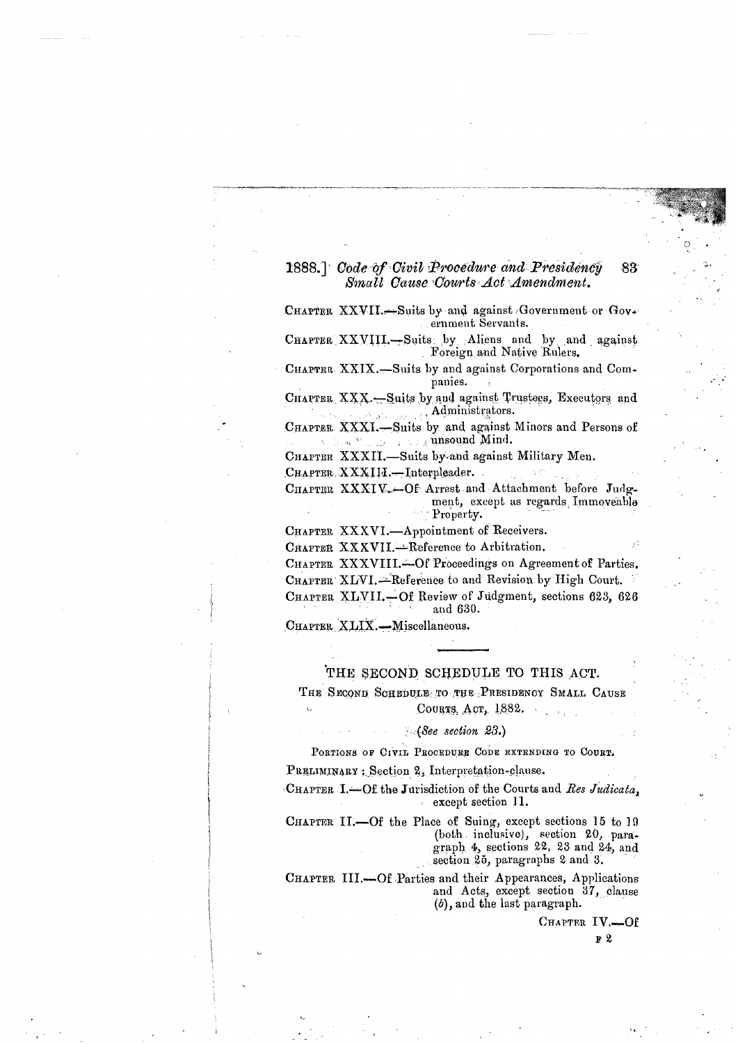CHAPTER XXVII.—Suits by and against Government or Government Servants.

CHAPTER XXVIII.—Suits by Aliens and by and against Foreign and Native Rulers.

CHAPTER XXIX.—Suits by and against Corporations and Companies.

CHAPTER XXX.—Suits by and against Trustees, Executors and Administrators.

CHAPTER XXXI.—Suits by and against Minors and Persons of unsound Mind.

CHAPTER XXXII.—Suits by and against Military Men.

CHAPTER XXXIII.—Interpleader.

CHAPTER XXXIV.—Of Arrest and Attachment before Judgment, except as regards Immoveable Property.

CHAPTER XXXVI.—Appointment of Receivers.

CHAPTER XXXVII.—Reference to Arbitration.

CHAPTER XXXVIII.—Of Proceedings on Agreement of Parties.

CHAPTER XLVI.—Reference to and Revision by High Court.

CHAPTER XLVII.—Of Review of Judgment, sections 623, 626 and 630.

CHAPTER XLIX.—Miscellaneous.

---

## THE SECOND SCHEDULE TO THIS ACT.

### THE SECOND SCHEDULE TO THE PRESIDENCY SMALL CAUSE COURTS ACT, 1882.

(*See section 23.*)

PORTIONS OF CIVIL PROCEDURE CODE EXTENDING TO COURT.

PRELIMINARY; Section 2, Interpretation-clause.

CHAPTER I.—Of the Jurisdiction of the Courts and *Res Judicata*, except section 11.

CHAPTER II.—Of the Place of Suing, except sections 15 to 19 (both inclusive), section 20, paragraph 4, sections 22, 23 and 24, and section 25, paragraphs 2 and 3.

CHAPTER III.—Of Parties and their Appearances, Applications and Acts, except section 37, clause (*b*), and the last paragraph.

CHAPTER IV.—Of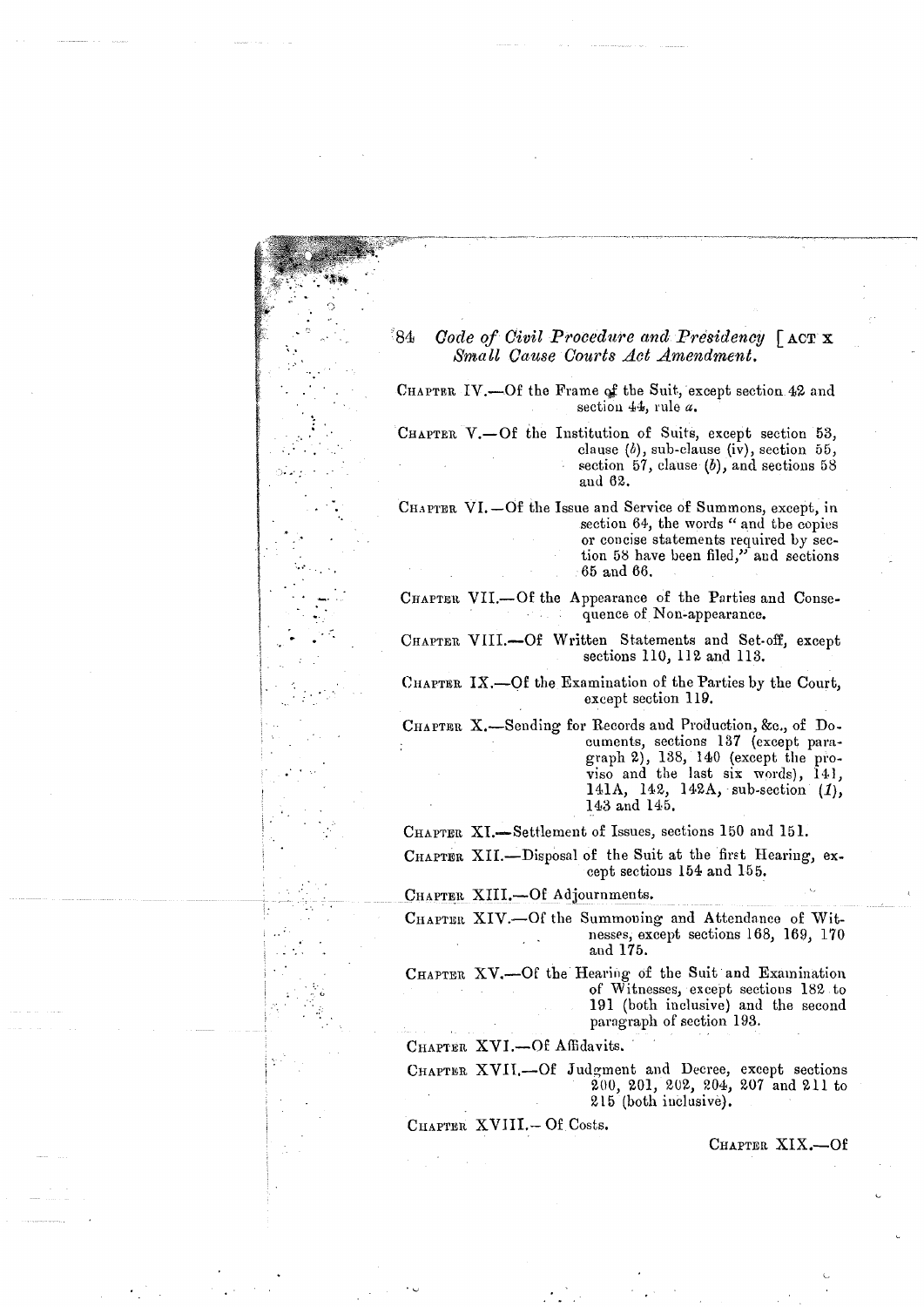CHAPTER IV.—Of the Frame of the Suit, except section 42 and section 44, rule *a*.

CHAPTER V.—Of the Institution of Suits, except section 53, clause (*b*), sub-clause (iv), section 55, section 57, clause (*b*), and sections 58 and 62.

CHAPTER VI.—Of the Issue and Service of Summons, except, in section 64, the words "and the copies or concise statements required by section 58 have been filed," and sections 65 and 66.

CHAPTER VII.—Of the Appearance of the Parties and Consequence of Non-appearance.

CHAPTER VIII.—Of Written Statements and Set-off, except sections 110, 112 and 113.

CHAPTER IX.—Of the Examination of the Parties by the Court, except section 119.

CHAPTER X.—Sending for Records and Production, &c., of Documents, sections 137 (except paragraph 2), 138, 140 (except the proviso and the last six words), 141, 141A, 142, 142A, sub-section (*1*), 143 and 145.

CHAPTER XI.—Settlement of Issues, sections 150 and 151.

CHAPTER XII.—Disposal of the Suit at the first Hearing, except sections 154 and 155.

CHAPTER XIII.—Of Adjournments.

CHAPTER XIV.—Of the Summoning and Attendance of Witnesses, except sections 168, 169, 170 and 175.

CHAPTER XV.—Of the Hearing of the Suit and Examination of Witnesses, except sections 182 to 191 (both inclusive) and the second paragraph of section 193.

CHAPTER XVI.—Of Affidavits.

CHAPTER XVII.—Of Judgment and Decree, except sections 200, 201, 202, 204, 207 and 211 to 215 (both inclusive).

CHAPTER XVIII.—Of Costs.

CHAPTER XIX.—Of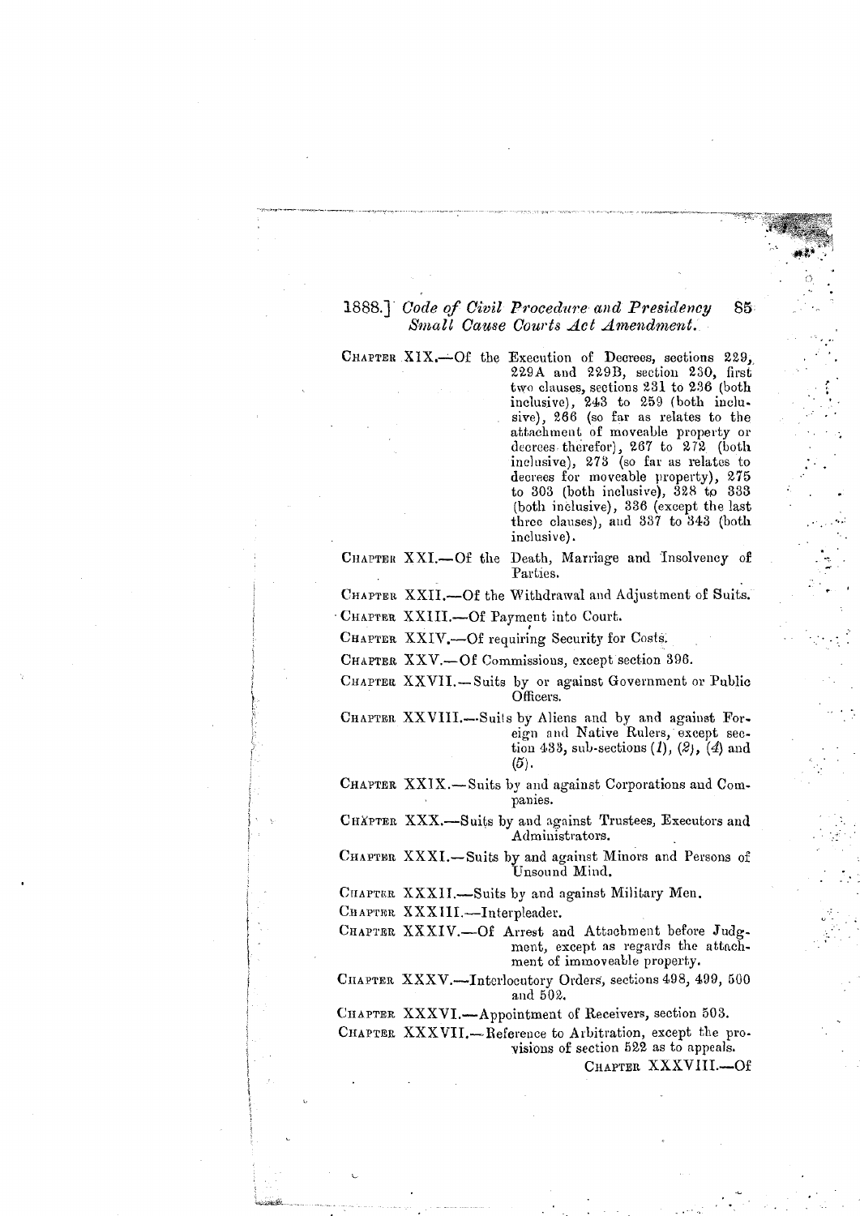CHAPTER XIX.—Of the Execution of Decrees, sections 229, 229A and 229B, section 230, first two clauses, sections 231 to 236 (both inclusive), 243 to 259 (both inclusive), 266 (so far as relates to the attachment of moveable property or decrees therefor), 267 to 272 (both inclusive), 273 (so far as relates to decrees for moveable property), 275 to 303 (both inclusive), 328 to 333 (both inclusive), 336 (except the last three clauses), and 337 to 343 (both inclusive).

CHAPTER XXI.—Of the Death, Marriage and Insolvency of Parties.

CHAPTER XXII.—Of the Withdrawal and Adjustment of Suits.

CHAPTER XXIII.—Of Payment into Court.

CHAPTER XXIV.—Of requiring Security for Costs.

CHAPTER XXV.—Of Commissions, except section 396.

CHAPTER XXVII.—Suits by or against Government or Public Officers.

CHAPTER XXVIII.—Suits by Aliens and by and against Foreign and Native Rulers, except section 433, sub-sections (1), (2), (4) and (5).

CHAPTER XXIX.—Suits by and against Corporations and Companies.

CHAPTER XXX.—Suits by and against Trustees, Executors and Administrators.

CHAPTER XXXI.—Suits by and against Minors and Persons of Unsound Mind.

CHAPTER XXXII.—Suits by and against Military Men.

CHAPTER XXXIII.—Interpleader.

CHAPTER XXXIV.—Of Arrest and Attachment before Judgment, except as regards the attachment of immoveable property.

CHAPTER XXXV.—Interlocutory Orders, sections 498, 499, 500 and 502.

CHAPTER XXXVI.—Appointment of Receivers, section 503.

CHAPTER XXXVII.—Reference to Arbitration, except the provisions of section 522 as to appeals.

CHAPTER XXXVIII.—Of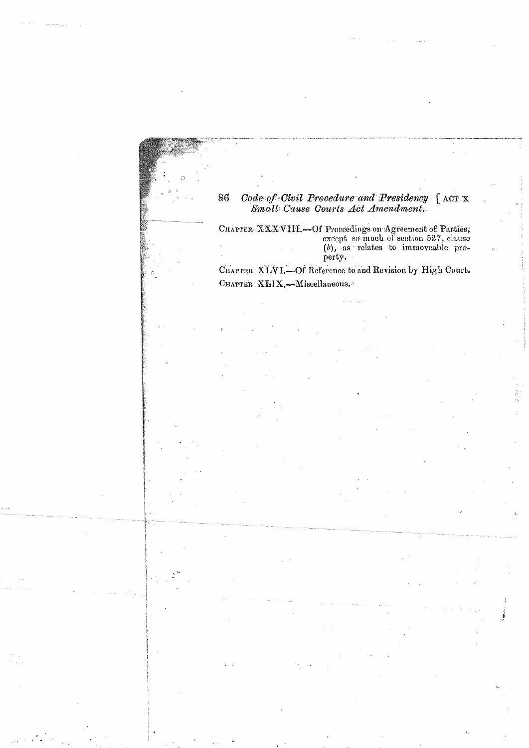CHAPTER XXXVIII.—Of Proceedings on Agreement of Parties, except so much of section 527, clause (b), as relates to immoveable property.

CHAPTER XLVI.—Of Reference to and Revision by High Court.

CHAPTER XLIX.—Miscellaneous.